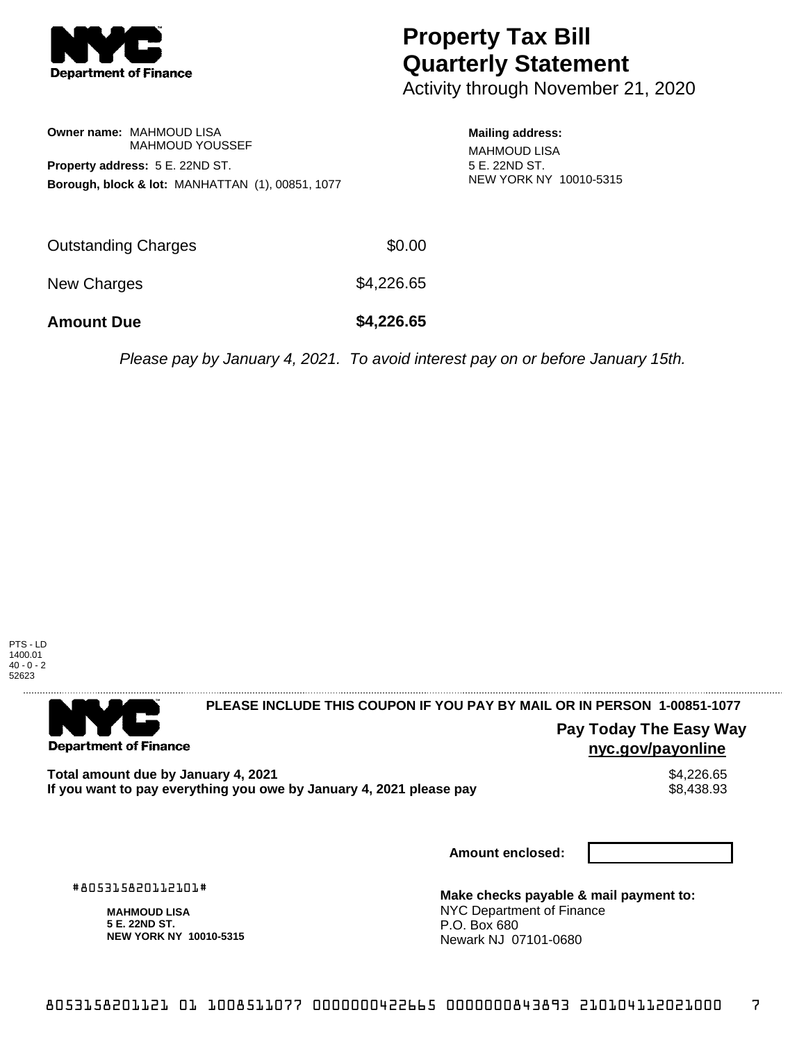# Property Tax Bill Quarterly Statement

Activity through November 21, 2020

**Owner name:** MAHMOUD LISA
MAHMOUD YOUSSEF

**Property address:** 5 E. 22ND ST.

**Borough, block & lot:** MANHATTAN (1), 00851, 1077

**Mailing address:**
MAHMOUD LISA
5 E. 22ND ST.
NEW YORK NY 10010-5315

| | |
|---|---|
| Outstanding Charges | $0.00 |
| New Charges | $4,226.65 |
| **Amount Due** | **$4,226.65** |

*Please pay by January 4, 2021. To avoid interest pay on or before January 15th.*

PTS - LD
1400.01
40 - 0 - 2
52623

**PLEASE INCLUDE THIS COUPON IF YOU PAY BY MAIL OR IN PERSON 1-00851-1077**

**Pay Today The Easy Way**
**nyc.gov/payonline**

| | |
|---|---|
| **Total amount due by January 4, 2021** | $4,226.65 |
| **If you want to pay everything you owe by January 4, 2021 please pay** | $8,438.93 |

**Amount enclosed:**

#805315820112101#

**MAHMOUD LISA**
**5 E. 22ND ST.**
**NEW YORK NY 10010-5315**

**Make checks payable & mail payment to:**
NYC Department of Finance
P.O. Box 680
Newark NJ 07101-0680

8053158201121 01 1008511077 0000000422665 0000000843893 210104112021000 7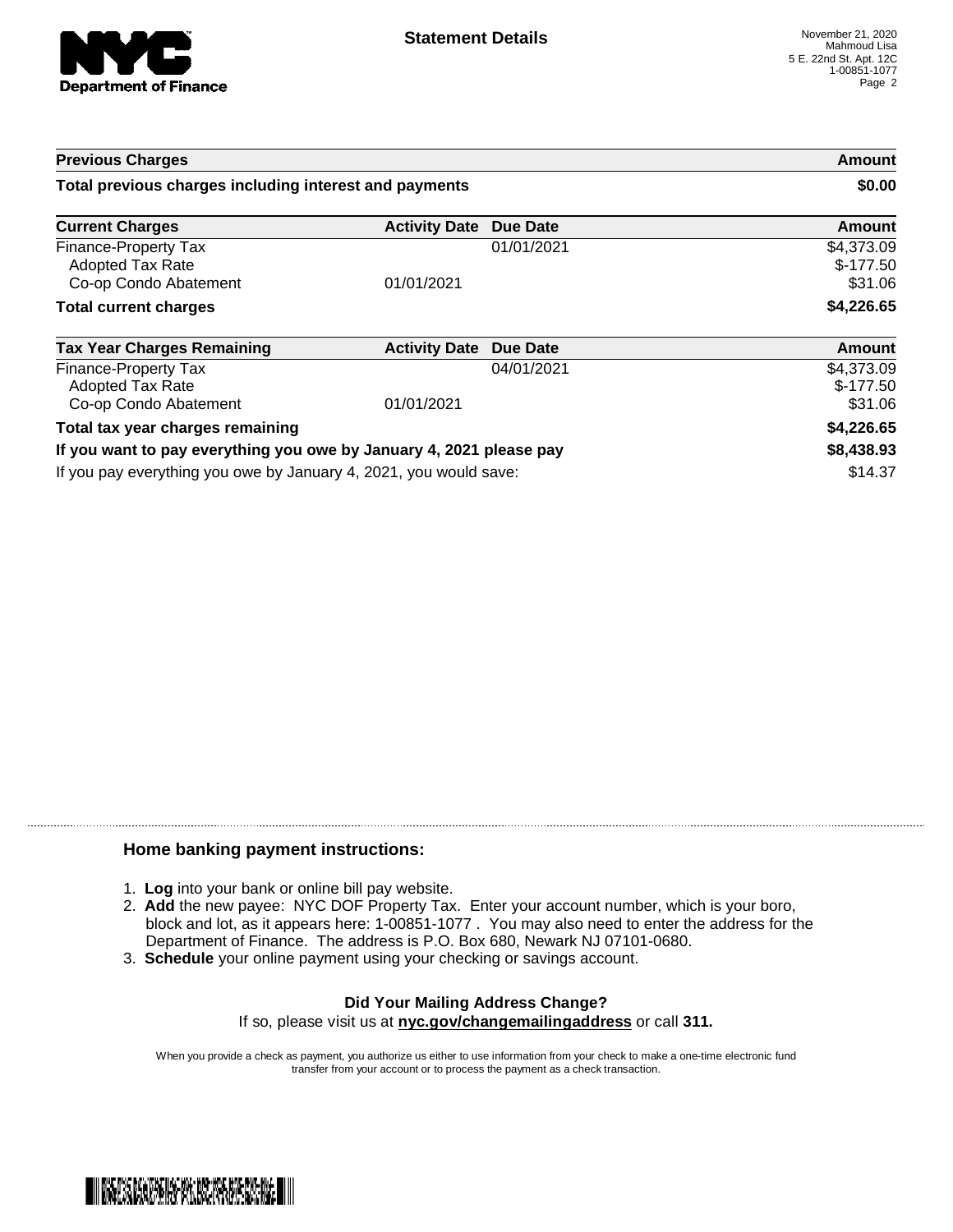**Statement Details**

November 21, 2020
Mahmoud Lisa
5 E. 22nd St. Apt. 12C
1-00851-1077

| Previous Charges | | | Amount |
| --- | --- | --- | --- |
| **Total previous charges including interest and payments** | | | **$0.00** |

| Current Charges | Activity Date | Due Date | Amount |
| --- | --- | --- | --- |
| Finance-Property Tax | | 01/01/2021 | $4,373.09 |
| Adopted Tax Rate | | | $-177.50 |
| Co-op Condo Abatement | 01/01/2021 | | $31.06 |
| **Total current charges** | | | **$4,226.65** |

| Tax Year Charges Remaining | Activity Date | Due Date | Amount |
| --- | --- | --- | --- |
| Finance-Property Tax | | 04/01/2021 | $4,373.09 |
| Adopted Tax Rate | | | $-177.50 |
| Co-op Condo Abatement | 01/01/2021 | | $31.06 |
| **Total tax year charges remaining** | | | **$4,226.65** |
| **If you want to pay everything you owe by January 4, 2021 please pay** | | | **$8,438.93** |
| If you pay everything you owe by January 4, 2021, you would save: | | | $14.37 |

### Home banking payment instructions:

1. **Log** into your bank or online bill pay website.
2. **Add** the new payee: NYC DOF Property Tax. Enter your account number, which is your boro, block and lot, as it appears here: 1-00851-1077 . You may also need to enter the address for the Department of Finance. The address is P.O. Box 680, Newark NJ 07101-0680.
3. **Schedule** your online payment using your checking or savings account.

**Did Your Mailing Address Change?**
If so, please visit us at **nyc.gov/changemailingaddress** or call **311.**

When you provide a check as payment, you authorize us either to use information from your check to make a one-time electronic fund transfer from your account or to process the payment as a check transaction.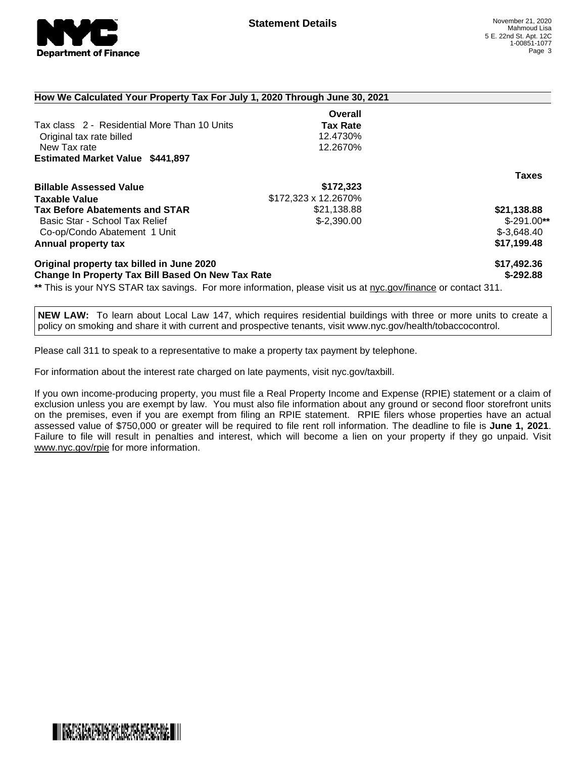**Statement Details**

November 21, 2020
Mahmoud Lisa
5 E. 22nd St. Apt. 12C
1-00851-1077

## How We Calculated Your Property Tax For July 1, 2020 Through June 30, 2021

| | Overall Tax Rate | Taxes |
|---|---|---|
| Tax class 2 - Residential More Than 10 Units | | |
| Original tax rate billed | 12.4730% | |
| New Tax rate | 12.2670% | |
| **Estimated Market Value $441,897** | | |
| **Billable Assessed Value** | **$172,323** | |
| **Taxable Value** | $172,323 x 12.2670% | |
| **Tax Before Abatements and STAR** | $21,138.88 | **$21,138.88** |
| Basic Star - School Tax Relief | $-2,390.00 | $-291.00** |
| Co-op/Condo Abatement 1 Unit | | $-3,648.40 |
| **Annual property tax** | | **$17,199.48** |
| **Original property tax billed in June 2020** | | **$17,492.36** |
| **Change In Property Tax Bill Based On New Tax Rate** | | **$-292.88** |

** This is your NYS STAR tax savings. For more information, please visit us at nyc.gov/finance or contact 311.

**NEW LAW:** To learn about Local Law 147, which requires residential buildings with three or more units to create a policy on smoking and share it with current and prospective tenants, visit www.nyc.gov/health/tobaccocontrol.

Please call 311 to speak to a representative to make a property tax payment by telephone.

For information about the interest rate charged on late payments, visit nyc.gov/taxbill.

If you own income-producing property, you must file a Real Property Income and Expense (RPIE) statement or a claim of exclusion unless you are exempt by law. You must also file information about any ground or second floor storefront units on the premises, even if you are exempt from filing an RPIE statement. RPIE filers whose properties have an actual assessed value of $750,000 or greater will be required to file rent roll information. The deadline to file is **June 1, 2021**. Failure to file will result in penalties and interest, which will become a lien on your property if they go unpaid. Visit www.nyc.gov/rpie for more information.